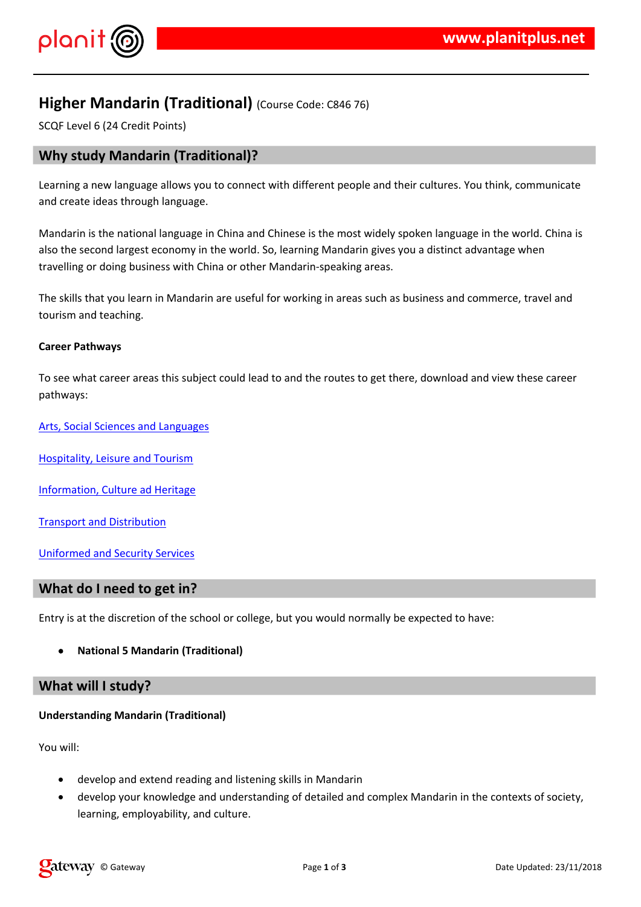# Higher Mandarin (Traditional) (Course Code: C846 76)

SCQF Level 6 (24 Credit Points)

## Why study Mandarin (Traditional)?

Learning a new language allows you to connect with different people and their cultures. You think, communicate and create ideas through language.

Mandarin is the national language in China and Chinese is the most widely spoken language in the world. China is also the second largest economy in the world. So, learning Mandarin gives you a distinct advantage when travelling or doing business with China or other Mandarin-speaking areas.

The skills that you learn in Mandarin are useful for working in areas such as business and commerce, travel and tourism and teaching.

**Career Pathways**

To see what career areas this subject could lead to and the routes to get there, download and view these career pathways:

Arts, Social Sciences and Languages

Hospitality, Leisure and Tourism

Information, Culture ad Heritage

Transport and Distribution

Uniformed and Security Services

## What do I need to get in?

Entry is at the discretion of the school or college, but you would normally be expected to have:

- **National 5 Mandarin (Traditional)**

## What will I study?

**Understanding Mandarin (Traditional)**

You will:

- develop and extend reading and listening skills in Mandarin
- develop your knowledge and understanding of detailed and complex Mandarin in the contexts of society, learning, employability, and culture.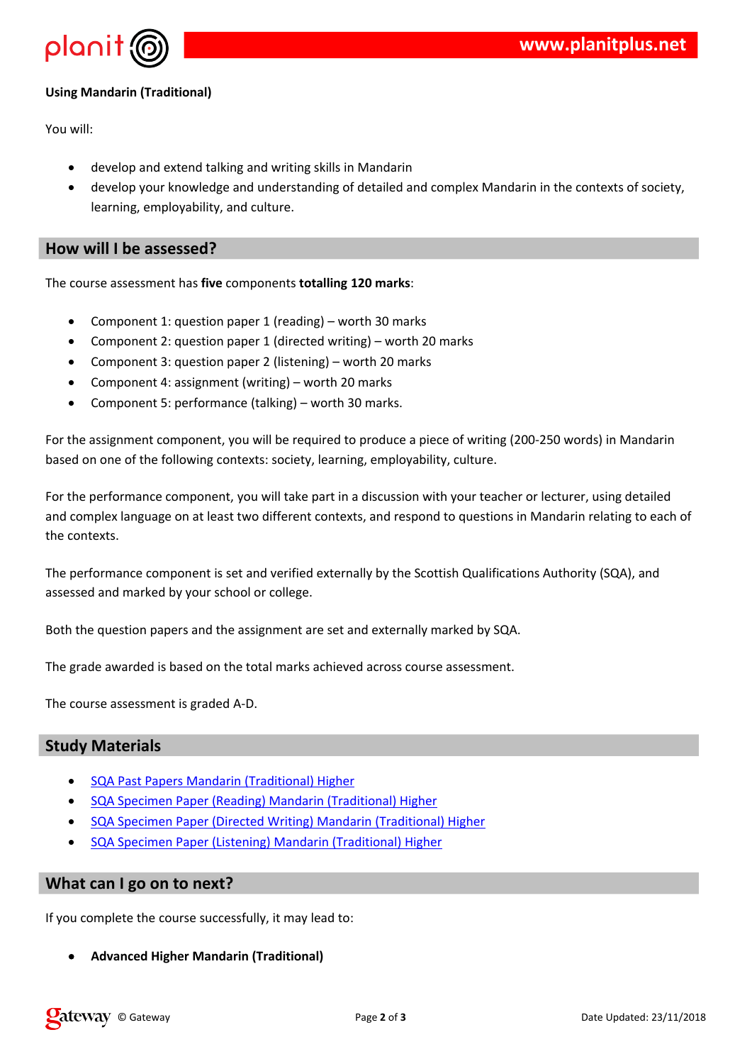**Using Mandarin (Traditional)**

You will:

- develop and extend talking and writing skills in Mandarin
- develop your knowledge and understanding of detailed and complex Mandarin in the contexts of society, learning, employability, and culture.

## How will I be assessed?

The course assessment has **five** components **totalling 120 marks**:

- Component 1: question paper 1 (reading) – worth 30 marks
- Component 2: question paper 1 (directed writing) – worth 20 marks
- Component 3: question paper 2 (listening) – worth 20 marks
- Component 4: assignment (writing) – worth 20 marks
- Component 5: performance (talking) – worth 30 marks.

For the assignment component, you will be required to produce a piece of writing (200-250 words) in Mandarin based on one of the following contexts: society, learning, employability, culture.

For the performance component, you will take part in a discussion with your teacher or lecturer, using detailed and complex language on at least two different contexts, and respond to questions in Mandarin relating to each of the contexts.

The performance component is set and verified externally by the Scottish Qualifications Authority (SQA), and assessed and marked by your school or college.

Both the question papers and the assignment are set and externally marked by SQA.

The grade awarded is based on the total marks achieved across course assessment.

The course assessment is graded A-D.

## Study Materials

- SQA Past Papers Mandarin (Traditional) Higher
- SQA Specimen Paper (Reading) Mandarin (Traditional) Higher
- SQA Specimen Paper (Directed Writing) Mandarin (Traditional) Higher
- SQA Specimen Paper (Listening) Mandarin (Traditional) Higher

## What can I go on to next?

If you complete the course successfully, it may lead to:

- **Advanced Higher Mandarin (Traditional)**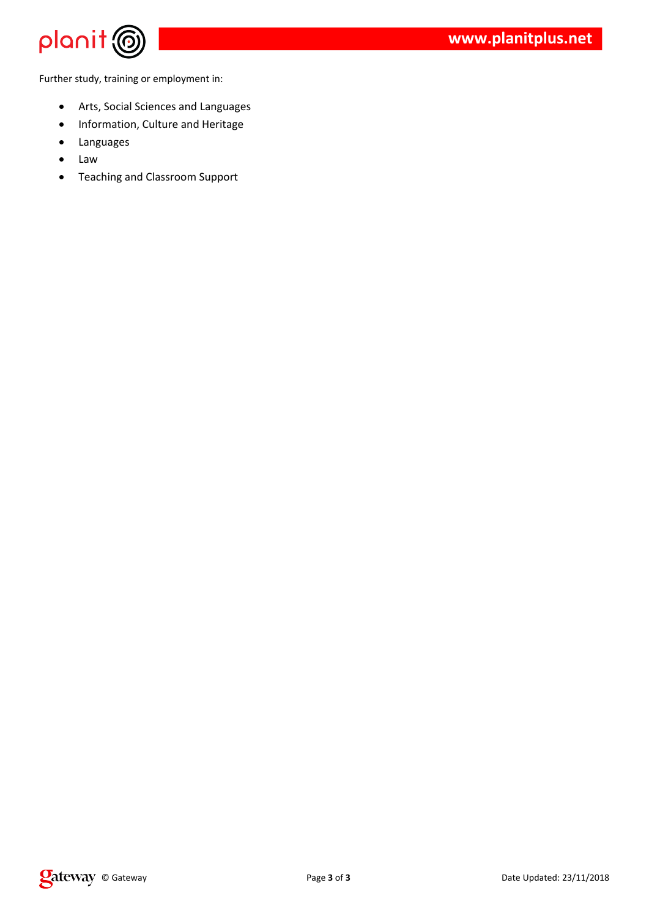Further study, training or employment in:

- Arts, Social Sciences and Languages
- Information, Culture and Heritage
- Languages
- Law
- Teaching and Classroom Support